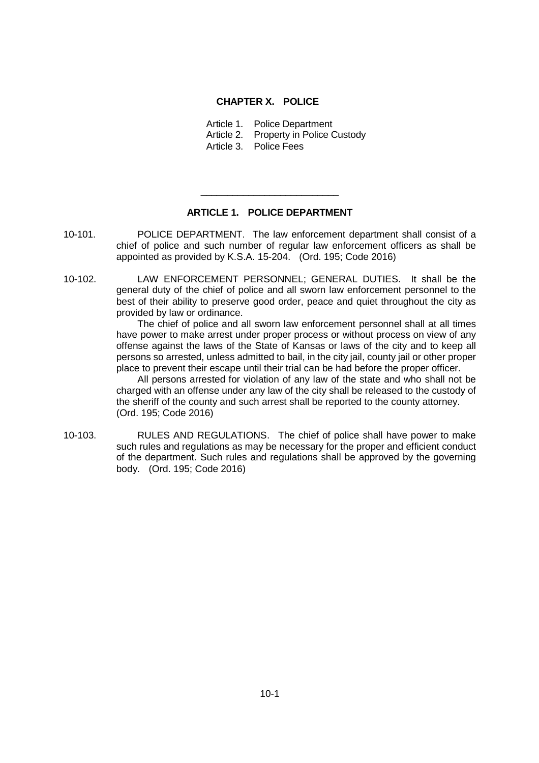# CHAPTER X. POLICE

Article 1. Police Department
Article 2. Property in Police Custody
Article 3. Police Fees

---

## ARTICLE 1. POLICE DEPARTMENT

**10-101.** POLICE DEPARTMENT. The law enforcement department shall consist of a chief of police and such number of regular law enforcement officers as shall be appointed as provided by K.S.A. 15-204. (Ord. 195; Code 2016)

**10-102.** LAW ENFORCEMENT PERSONNEL; GENERAL DUTIES. It shall be the general duty of the chief of police and all sworn law enforcement personnel to the best of their ability to preserve good order, peace and quiet throughout the city as provided by law or ordinance.

The chief of police and all sworn law enforcement personnel shall at all times have power to make arrest under proper process or without process on view of any offense against the laws of the State of Kansas or laws of the city and to keep all persons so arrested, unless admitted to bail, in the city jail, county jail or other proper place to prevent their escape until their trial can be had before the proper officer.

All persons arrested for violation of any law of the state and who shall not be charged with an offense under any law of the city shall be released to the custody of the sheriff of the county and such arrest shall be reported to the county attorney. (Ord. 195; Code 2016)

**10-103.** RULES AND REGULATIONS. The chief of police shall have power to make such rules and regulations as may be necessary for the proper and efficient conduct of the department. Such rules and regulations shall be approved by the governing body. (Ord. 195; Code 2016)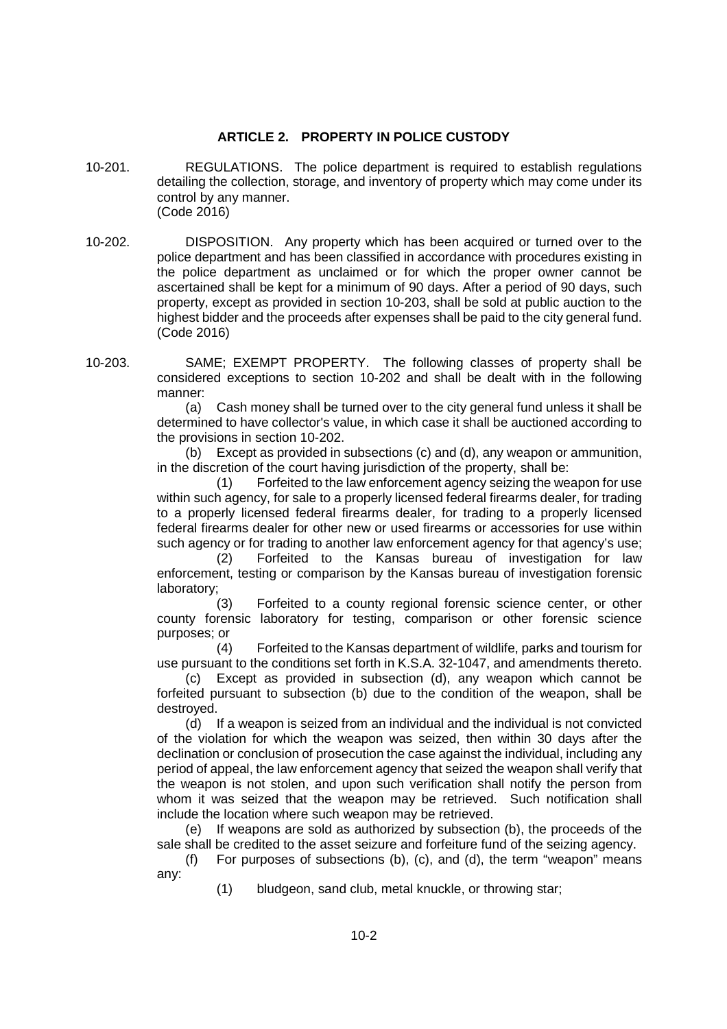## ARTICLE 2. PROPERTY IN POLICE CUSTODY

10-201. REGULATIONS. The police department is required to establish regulations detailing the collection, storage, and inventory of property which may come under its control by any manner.
(Code 2016)

10-202. DISPOSITION. Any property which has been acquired or turned over to the police department and has been classified in accordance with procedures existing in the police department as unclaimed or for which the proper owner cannot be ascertained shall be kept for a minimum of 90 days. After a period of 90 days, such property, except as provided in section 10-203, shall be sold at public auction to the highest bidder and the proceeds after expenses shall be paid to the city general fund.
(Code 2016)

10-203. SAME; EXEMPT PROPERTY. The following classes of property shall be considered exceptions to section 10-202 and shall be dealt with in the following manner:

(a) Cash money shall be turned over to the city general fund unless it shall be determined to have collector's value, in which case it shall be auctioned according to the provisions in section 10-202.

(b) Except as provided in subsections (c) and (d), any weapon or ammunition, in the discretion of the court having jurisdiction of the property, shall be:

(1) Forfeited to the law enforcement agency seizing the weapon for use within such agency, for sale to a properly licensed federal firearms dealer, for trading to a properly licensed federal firearms dealer, for trading to a properly licensed federal firearms dealer for other new or used firearms or accessories for use within such agency or for trading to another law enforcement agency for that agency's use;

(2) Forfeited to the Kansas bureau of investigation for law enforcement, testing or comparison by the Kansas bureau of investigation forensic laboratory;

(3) Forfeited to a county regional forensic science center, or other county forensic laboratory for testing, comparison or other forensic science purposes; or

(4) Forfeited to the Kansas department of wildlife, parks and tourism for use pursuant to the conditions set forth in K.S.A. 32-1047, and amendments thereto.

(c) Except as provided in subsection (d), any weapon which cannot be forfeited pursuant to subsection (b) due to the condition of the weapon, shall be destroyed.

(d) If a weapon is seized from an individual and the individual is not convicted of the violation for which the weapon was seized, then within 30 days after the declination or conclusion of prosecution the case against the individual, including any period of appeal, the law enforcement agency that seized the weapon shall verify that the weapon is not stolen, and upon such verification shall notify the person from whom it was seized that the weapon may be retrieved. Such notification shall include the location where such weapon may be retrieved.

(e) If weapons are sold as authorized by subsection (b), the proceeds of the sale shall be credited to the asset seizure and forfeiture fund of the seizing agency.

(f) For purposes of subsections (b), (c), and (d), the term "weapon" means any:

(1) bludgeon, sand club, metal knuckle, or throwing star;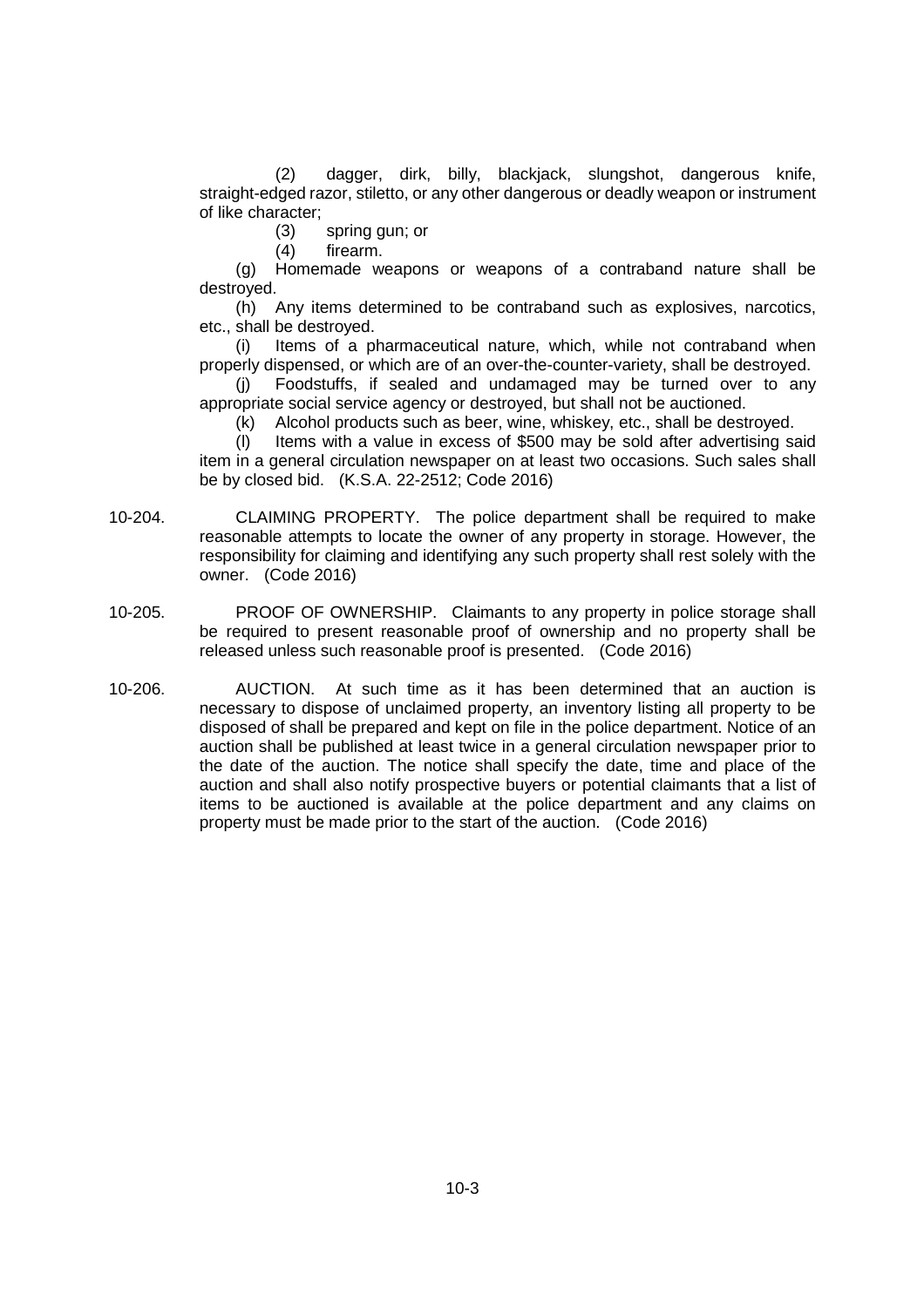(2) dagger, dirk, billy, blackjack, slungshot, dangerous knife, straight-edged razor, stiletto, or any other dangerous or deadly weapon or instrument of like character;

(3) spring gun; or

(4) firearm.

(g) Homemade weapons or weapons of a contraband nature shall be destroyed.

(h) Any items determined to be contraband such as explosives, narcotics, etc., shall be destroyed.

(i) Items of a pharmaceutical nature, which, while not contraband when properly dispensed, or which are of an over-the-counter-variety, shall be destroyed.

(j) Foodstuffs, if sealed and undamaged may be turned over to any appropriate social service agency or destroyed, but shall not be auctioned.

(k) Alcohol products such as beer, wine, whiskey, etc., shall be destroyed.

(l) Items with a value in excess of $500 may be sold after advertising said item in a general circulation newspaper on at least two occasions. Such sales shall be by closed bid. (K.S.A. 22-2512; Code 2016)

10-204. CLAIMING PROPERTY. The police department shall be required to make reasonable attempts to locate the owner of any property in storage. However, the responsibility for claiming and identifying any such property shall rest solely with the owner. (Code 2016)

10-205. PROOF OF OWNERSHIP. Claimants to any property in police storage shall be required to present reasonable proof of ownership and no property shall be released unless such reasonable proof is presented. (Code 2016)

10-206. AUCTION. At such time as it has been determined that an auction is necessary to dispose of unclaimed property, an inventory listing all property to be disposed of shall be prepared and kept on file in the police department. Notice of an auction shall be published at least twice in a general circulation newspaper prior to the date of the auction. The notice shall specify the date, time and place of the auction and shall also notify prospective buyers or potential claimants that a list of items to be auctioned is available at the police department and any claims on property must be made prior to the start of the auction. (Code 2016)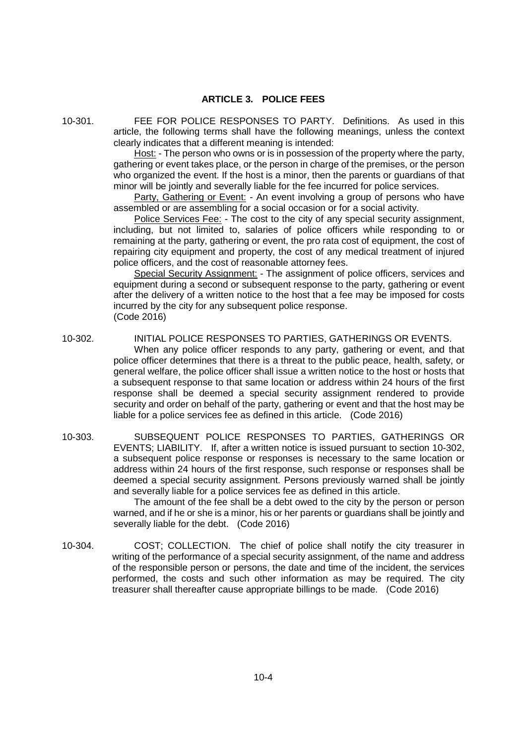## ARTICLE 3. POLICE FEES

10-301. FEE FOR POLICE RESPONSES TO PARTY. Definitions. As used in this article, the following terms shall have the following meanings, unless the context clearly indicates that a different meaning is intended:

Host: - The person who owns or is in possession of the property where the party, gathering or event takes place, or the person in charge of the premises, or the person who organized the event. If the host is a minor, then the parents or guardians of that minor will be jointly and severally liable for the fee incurred for police services.

Party, Gathering or Event: - An event involving a group of persons who have assembled or are assembling for a social occasion or for a social activity.

Police Services Fee: - The cost to the city of any special security assignment, including, but not limited to, salaries of police officers while responding to or remaining at the party, gathering or event, the pro rata cost of equipment, the cost of repairing city equipment and property, the cost of any medical treatment of injured police officers, and the cost of reasonable attorney fees.

Special Security Assignment: - The assignment of police officers, services and equipment during a second or subsequent response to the party, gathering or event after the delivery of a written notice to the host that a fee may be imposed for costs incurred by the city for any subsequent police response.
(Code 2016)

10-302. INITIAL POLICE RESPONSES TO PARTIES, GATHERINGS OR EVENTS.
When any police officer responds to any party, gathering or event, and that police officer determines that there is a threat to the public peace, health, safety, or general welfare, the police officer shall issue a written notice to the host or hosts that a subsequent response to that same location or address within 24 hours of the first response shall be deemed a special security assignment rendered to provide security and order on behalf of the party, gathering or event and that the host may be liable for a police services fee as defined in this article. (Code 2016)

10-303. SUBSEQUENT POLICE RESPONSES TO PARTIES, GATHERINGS OR EVENTS; LIABILITY. If, after a written notice is issued pursuant to section 10-302, a subsequent police response or responses is necessary to the same location or address within 24 hours of the first response, such response or responses shall be deemed a special security assignment. Persons previously warned shall be jointly and severally liable for a police services fee as defined in this article.

The amount of the fee shall be a debt owed to the city by the person or person warned, and if he or she is a minor, his or her parents or guardians shall be jointly and severally liable for the debt. (Code 2016)

10-304. COST; COLLECTION. The chief of police shall notify the city treasurer in writing of the performance of a special security assignment, of the name and address of the responsible person or persons, the date and time of the incident, the services performed, the costs and such other information as may be required. The city treasurer shall thereafter cause appropriate billings to be made. (Code 2016)